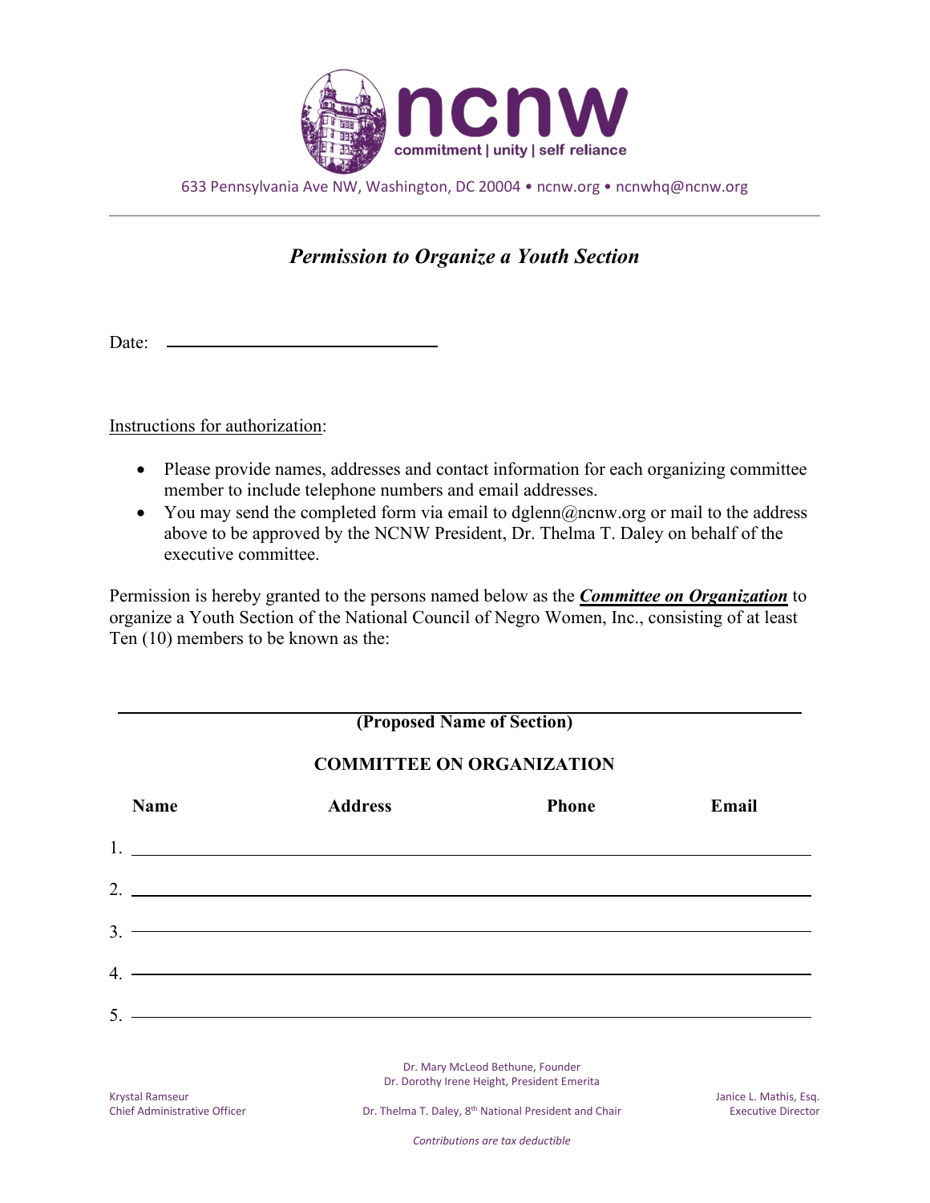**ncnw**

commitment | unity | self reliance

633 Pennsylvania Ave NW, Washington, DC 20004 • ncnw.org • ncnwhq@ncnw.org

---

## *Permission to Organize a Youth Section*

Date: ______________________________

Instructions for authorization:

- Please provide names, addresses and contact information for each organizing committee member to include telephone numbers and email addresses.
- You may send the completed form via email to dglenn@ncnw.org or mail to the address above to be approved by the NCNW President, Dr. Thelma T. Daley on behalf of the executive committee.

Permission is hereby granted to the persons named below as the ***Committee on Organization*** to organize a Youth Section of the National Council of Negro Women, Inc., consisting of at least Ten (10) members to be known as the:

______________________________________________________________

**(Proposed Name of Section)**

**COMMITTEE ON ORGANIZATION**

| | Name | Address | Phone | Email |
|---|---|---|---|---|
| 1. | | | | |
| 2. | | | | |
| 3. | | | | |
| 4. | | | | |
| 5. | | | | |

Dr. Mary McLeod Bethune, Founder
Dr. Dorothy Irene Height, President Emerita

Krystal Ramseur
Chief Administrative Officer

Dr. Thelma T. Daley, 8th National President and Chair

Janice L. Mathis, Esq.
Executive Director

*Contributions are tax deductible*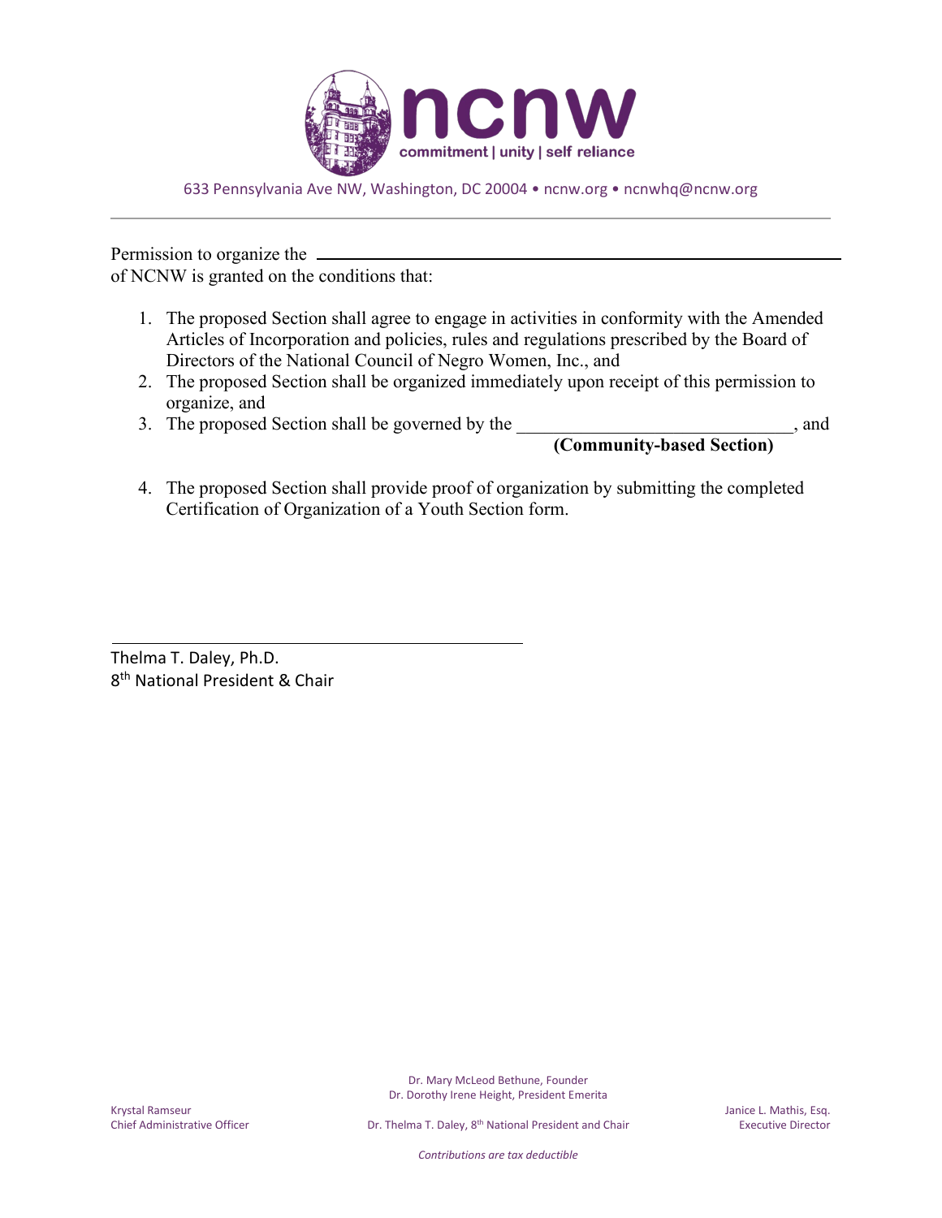ncnw
commitment | unity | self reliance

633 Pennsylvania Ave NW, Washington, DC 20004 • ncnw.org • ncnwhq@ncnw.org

---

Permission to organize the \_\_\_\_\_\_\_\_\_\_\_\_\_\_\_\_\_\_\_\_\_\_\_\_\_\_\_\_\_\_\_\_\_\_\_\_\_\_\_\_\_\_\_\_\_\_\_\_\_\_
of NCNW is granted on the conditions that:

1. The proposed Section shall agree to engage in activities in conformity with the Amended Articles of Incorporation and policies, rules and regulations prescribed by the Board of Directors of the National Council of Negro Women, Inc., and
2. The proposed Section shall be organized immediately upon receipt of this permission to organize, and
3. The proposed Section shall be governed by the \_\_\_\_\_\_\_\_\_\_\_\_\_\_\_\_\_\_\_\_\_\_\_\_\_\_\_\_\_\_, and
   **(Community-based Section)**
4. The proposed Section shall provide proof of organization by submitting the completed Certification of Organization of a Youth Section form.

\_\_\_\_\_\_\_\_\_\_\_\_\_\_\_\_\_\_\_\_\_\_\_\_\_\_\_\_\_\_\_\_\_\_\_\_\_\_\_\_

Thelma T. Daley, Ph.D.
8th National President & Chair

Dr. Mary McLeod Bethune, Founder
Dr. Dorothy Irene Height, President Emerita

Krystal Ramseur
Chief Administrative Officer

Dr. Thelma T. Daley, 8th National President and Chair

Janice L. Mathis, Esq.
Executive Director

*Contributions are tax deductible*